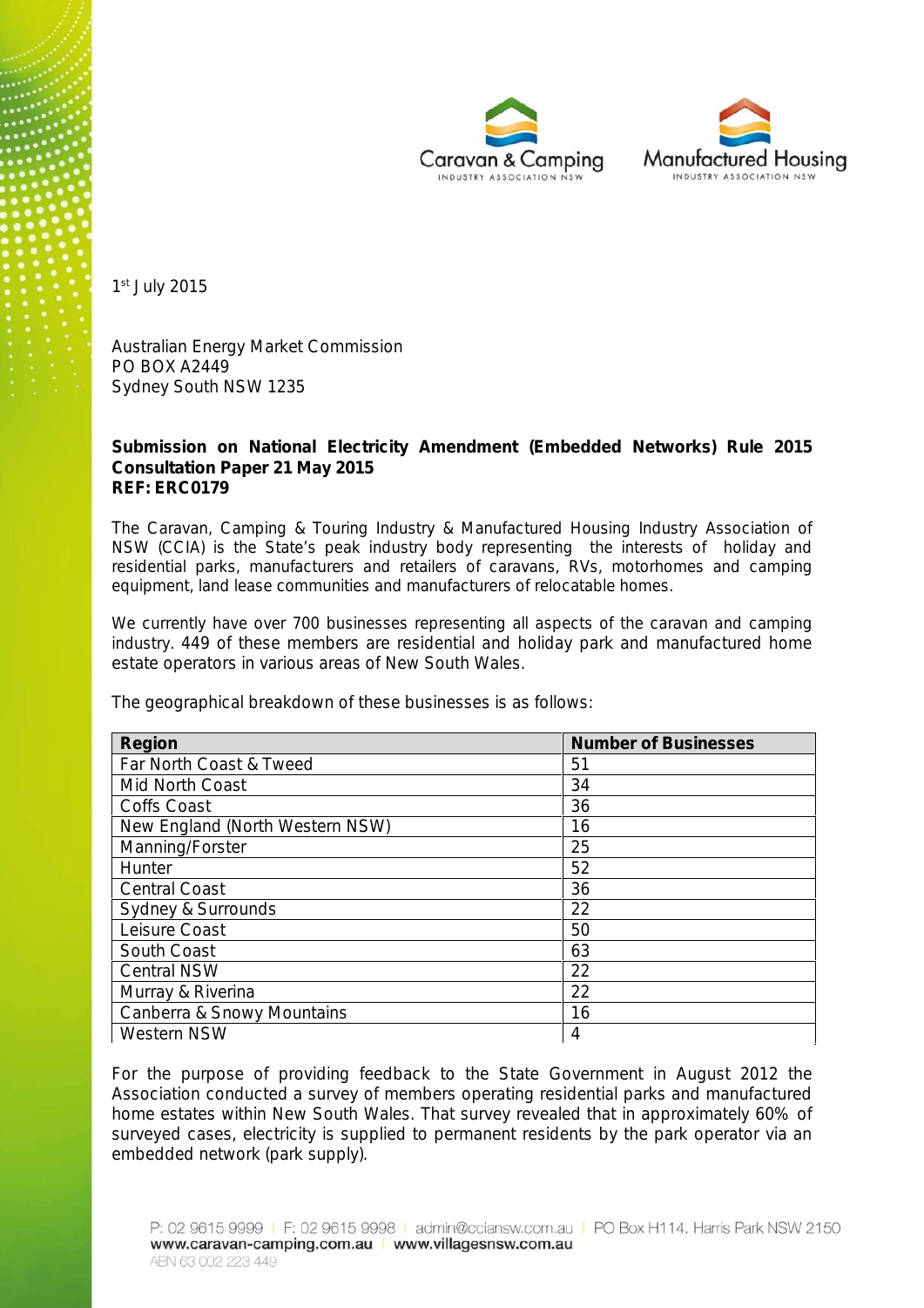1st July 2015

Australian Energy Market Commission
PO BOX A2449
Sydney South NSW 1235

**Submission on National Electricity Amendment (Embedded Networks) Rule 2015 Consultation Paper 21 May 2015**
**REF: ERC0179**

The Caravan, Camping & Touring Industry & Manufactured Housing Industry Association of NSW (CCIA) is the State's peak industry body representing the interests of holiday and residential parks, manufacturers and retailers of caravans, RVs, motorhomes and camping equipment, land lease communities and manufacturers of relocatable homes.

We currently have over 700 businesses representing all aspects of the caravan and camping industry. 449 of these members are residential and holiday park and manufactured home estate operators in various areas of New South Wales.

The geographical breakdown of these businesses is as follows:

| Region | Number of Businesses |
|---|---|
| Far North Coast & Tweed | 51 |
| Mid North Coast | 34 |
| Coffs Coast | 36 |
| New England (North Western NSW) | 16 |
| Manning/Forster | 25 |
| Hunter | 52 |
| Central Coast | 36 |
| Sydney & Surrounds | 22 |
| Leisure Coast | 50 |
| South Coast | 63 |
| Central NSW | 22 |
| Murray & Riverina | 22 |
| Canberra & Snowy Mountains | 16 |
| Western NSW | 4 |

For the purpose of providing feedback to the State Government in August 2012 the Association conducted a survey of members operating residential parks and manufactured home estates within New South Wales. That survey revealed that in approximately 60% of surveyed cases, electricity is supplied to permanent residents by the park operator via an embedded network (park supply).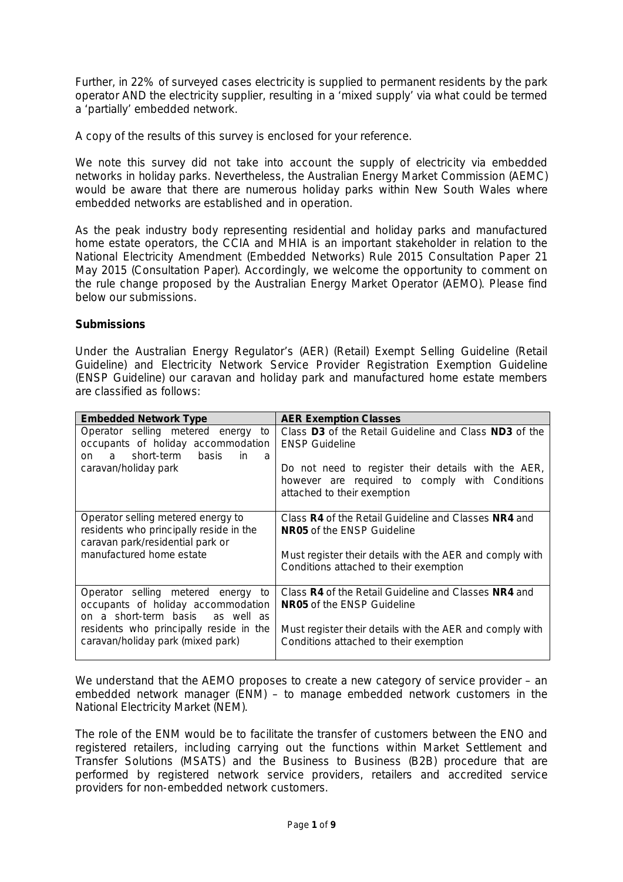Further, in 22% of surveyed cases electricity is supplied to permanent residents by the park operator AND the electricity supplier, resulting in a 'mixed supply' via what could be termed a 'partially' embedded network.

A copy of the results of this survey is enclosed for your reference.

We note this survey did not take into account the supply of electricity via embedded networks in holiday parks. Nevertheless, the Australian Energy Market Commission (AEMC) would be aware that there are numerous holiday parks within New South Wales where embedded networks are established and in operation.

As the peak industry body representing residential and holiday parks and manufactured home estate operators, the CCIA and MHIA is an important stakeholder in relation to the National Electricity Amendment (Embedded Networks) Rule 2015 Consultation Paper 21 May 2015 (Consultation Paper). Accordingly, we welcome the opportunity to comment on the rule change proposed by the Australian Energy Market Operator (AEMO). Please find below our submissions.

**Submissions**

Under the Australian Energy Regulator's (AER) (Retail) Exempt Selling Guideline (Retail Guideline) and Electricity Network Service Provider Registration Exemption Guideline (ENSP Guideline) our caravan and holiday park and manufactured home estate members are classified as follows:

| Embedded Network Type | AER Exemption Classes |
|---|---|
| Operator selling metered energy to occupants of holiday accommodation on a short-term basis in a caravan/holiday park | Class **D3** of the Retail Guideline and Class **ND3** of the ENSP Guideline<br><br>Do not need to register their details with the AER, however are required to comply with Conditions attached to their exemption |
| Operator selling metered energy to residents who principally reside in the caravan park/residential park or manufactured home estate | Class **R4** of the Retail Guideline and Classes **NR4** and **NR05** of the ENSP Guideline<br><br>Must register their details with the AER and comply with Conditions attached to their exemption |
| Operator selling metered energy to occupants of holiday accommodation on a short-term basis as well as residents who principally reside in the caravan/holiday park (mixed park) | Class **R4** of the Retail Guideline and Classes **NR4** and **NR05** of the ENSP Guideline<br><br>Must register their details with the AER and comply with Conditions attached to their exemption |

We understand that the AEMO proposes to create a new category of service provider – an embedded network manager (ENM) – to manage embedded network customers in the National Electricity Market (NEM).

The role of the ENM would be to facilitate the transfer of customers between the ENO and registered retailers, including carrying out the functions within Market Settlement and Transfer Solutions (MSATS) and the Business to Business (B2B) procedure that are performed by registered network service providers, retailers and accredited service providers for non-embedded network customers.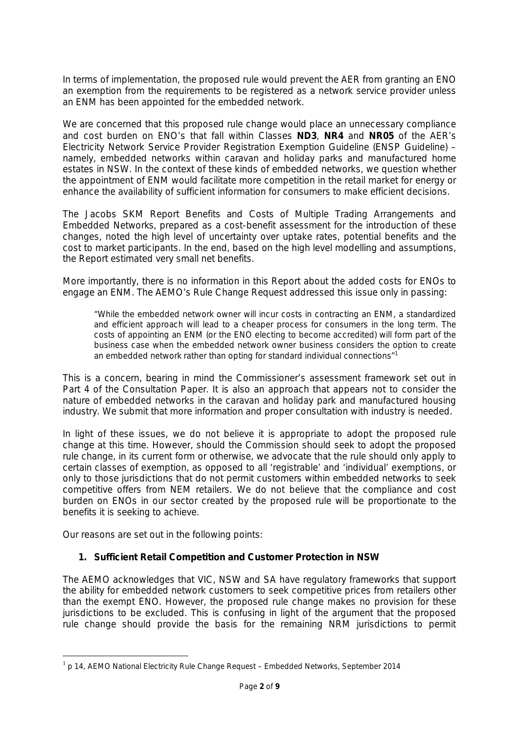In terms of implementation, the proposed rule would prevent the AER from granting an ENO an exemption from the requirements to be registered as a network service provider unless an ENM has been appointed for the embedded network.

We are concerned that this proposed rule change would place an unnecessary compliance and cost burden on ENO's that fall within Classes **ND3**, **NR4** and **NR05** of the AER's Electricity Network Service Provider Registration Exemption Guideline (ENSP Guideline) – namely, embedded networks within caravan and holiday parks and manufactured home estates in NSW. In the context of these kinds of embedded networks, we question whether the appointment of ENM would facilitate more competition in the retail market for energy or enhance the availability of sufficient information for consumers to make efficient decisions.

The Jacobs SKM Report Benefits and Costs of Multiple Trading Arrangements and Embedded Networks, prepared as a cost-benefit assessment for the introduction of these changes, noted the high level of uncertainty over uptake rates, potential benefits and the cost to market participants. In the end, based on the high level modelling and assumptions, the Report estimated very small net benefits.

More importantly, there is no information in this Report about the added costs for ENOs to engage an ENM. The AEMO's Rule Change Request addressed this issue only in passing:

> "While the embedded network owner will incur costs in contracting an ENM, a standardized and efficient approach will lead to a cheaper process for consumers in the long term. The costs of appointing an ENM (or the ENO electing to become accredited) will form part of the business case when the embedded network owner business considers the option to create an embedded network rather than opting for standard individual connections"[1]

This is a concern, bearing in mind the Commissioner's assessment framework set out in Part 4 of the Consultation Paper. It is also an approach that appears not to consider the nature of embedded networks in the caravan and holiday park and manufactured housing industry. We submit that more information and proper consultation with industry is needed.

In light of these issues, we do not believe it is appropriate to adopt the proposed rule change at this time. However, should the Commission should seek to adopt the proposed rule change, in its current form or otherwise, we advocate that the rule should only apply to certain classes of exemption, as opposed to all 'registrable' and 'individual' exemptions, or only to those jurisdictions that do not permit customers within embedded networks to seek competitive offers from NEM retailers. We do not believe that the compliance and cost burden on ENOs in our sector created by the proposed rule will be proportionate to the benefits it is seeking to achieve.

Our reasons are set out in the following points:

1. **Sufficient Retail Competition and Customer Protection in NSW**

The AEMO acknowledges that VIC, NSW and SA have regulatory frameworks that support the ability for embedded network customers to seek competitive prices from retailers other than the exempt ENO. However, the proposed rule change makes no provision for these jurisdictions to be excluded. This is confusing in light of the argument that the proposed rule change should provide the basis for the remaining NRM jurisdictions to permit

---

[1] p 14, AEMO National Electricity Rule Change Request – Embedded Networks, September 2014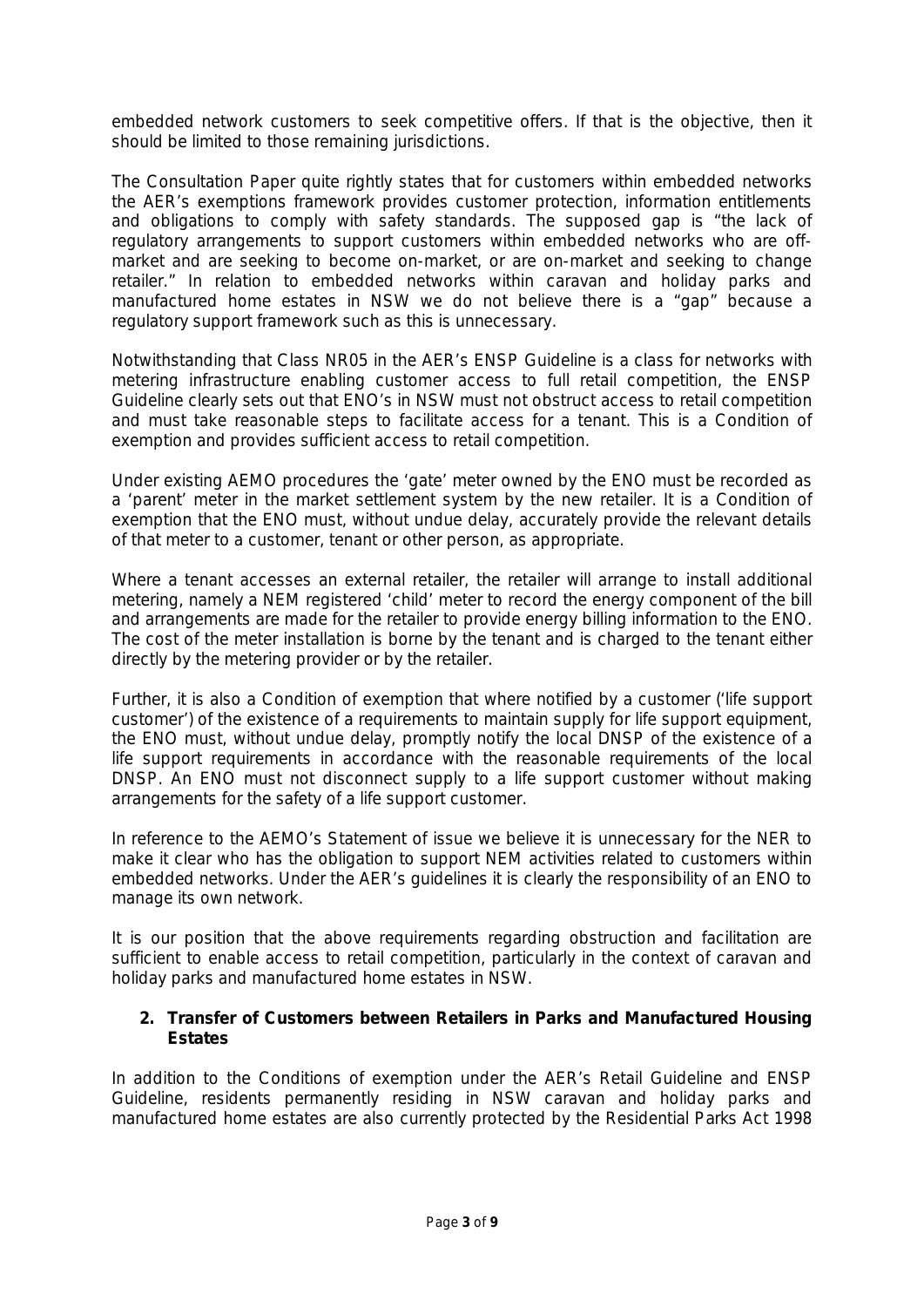embedded network customers to seek competitive offers. If that is the objective, then it should be limited to those remaining jurisdictions.

The Consultation Paper quite rightly states that for customers within embedded networks the AER's exemptions framework provides customer protection, information entitlements and obligations to comply with safety standards. The supposed gap is "the lack of regulatory arrangements to support customers within embedded networks who are off-market and are seeking to become on-market, or are on-market and seeking to change retailer." In relation to embedded networks within caravan and holiday parks and manufactured home estates in NSW we do not believe there is a "gap" because a regulatory support framework such as this is unnecessary.

Notwithstanding that Class NR05 in the AER's ENSP Guideline is a class for networks with metering infrastructure enabling customer access to full retail competition, the ENSP Guideline clearly sets out that ENO's in NSW must not obstruct access to retail competition and must take reasonable steps to facilitate access for a tenant. This is a Condition of exemption and provides sufficient access to retail competition.

Under existing AEMO procedures the 'gate' meter owned by the ENO must be recorded as a 'parent' meter in the market settlement system by the new retailer. It is a Condition of exemption that the ENO must, without undue delay, accurately provide the relevant details of that meter to a customer, tenant or other person, as appropriate.

Where a tenant accesses an external retailer, the retailer will arrange to install additional metering, namely a NEM registered 'child' meter to record the energy component of the bill and arrangements are made for the retailer to provide energy billing information to the ENO. The cost of the meter installation is borne by the tenant and is charged to the tenant either directly by the metering provider or by the retailer.

Further, it is also a Condition of exemption that where notified by a customer ('life support customer') of the existence of a requirements to maintain supply for life support equipment, the ENO must, without undue delay, promptly notify the local DNSP of the existence of a life support requirements in accordance with the reasonable requirements of the local DNSP. An ENO must not disconnect supply to a life support customer without making arrangements for the safety of a life support customer.

In reference to the AEMO's Statement of issue we believe it is unnecessary for the NER to make it clear who has the obligation to support NEM activities related to customers within embedded networks. Under the AER's guidelines it is clearly the responsibility of an ENO to manage its own network.

It is our position that the above requirements regarding obstruction and facilitation are sufficient to enable access to retail competition, particularly in the context of caravan and holiday parks and manufactured home estates in NSW.

**2. Transfer of Customers between Retailers in Parks and Manufactured Housing Estates**

In addition to the Conditions of exemption under the AER's Retail Guideline and ENSP Guideline, residents permanently residing in NSW caravan and holiday parks and manufactured home estates are also currently protected by the Residential Parks Act 1998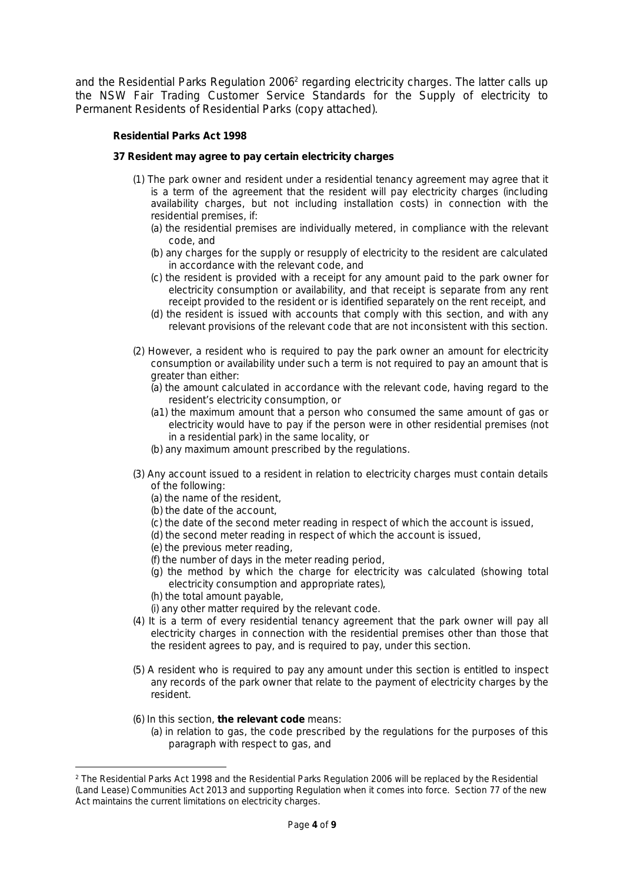and the Residential Parks Regulation 2006[2] regarding electricity charges. The latter calls up the NSW Fair Trading Customer Service Standards for the Supply of electricity to Permanent Residents of Residential Parks (copy attached).

**Residential Parks Act 1998**

**37 Resident may agree to pay certain electricity charges**

(1) The park owner and resident under a residential tenancy agreement may agree that it is a term of the agreement that the resident will pay electricity charges (including availability charges, but not including installation costs) in connection with the residential premises, if:

- (a) the residential premises are individually metered, in compliance with the relevant code, and
- (b) any charges for the supply or resupply of electricity to the resident are calculated in accordance with the relevant code, and
- (c) the resident is provided with a receipt for any amount paid to the park owner for electricity consumption or availability, and that receipt is separate from any rent receipt provided to the resident or is identified separately on the rent receipt, and
- (d) the resident is issued with accounts that comply with this section, and with any relevant provisions of the relevant code that are not inconsistent with this section.

(2) However, a resident who is required to pay the park owner an amount for electricity consumption or availability under such a term is not required to pay an amount that is greater than either:

- (a) the amount calculated in accordance with the relevant code, having regard to the resident's electricity consumption, or
- (a1) the maximum amount that a person who consumed the same amount of gas or electricity would have to pay if the person were in other residential premises (not in a residential park) in the same locality, or
- (b) any maximum amount prescribed by the regulations.

(3) Any account issued to a resident in relation to electricity charges must contain details of the following:

- (a) the name of the resident,
- (b) the date of the account,
- (c) the date of the second meter reading in respect of which the account is issued,
- (d) the second meter reading in respect of which the account is issued,
- (e) the previous meter reading,
- (f) the number of days in the meter reading period,
- (g) the method by which the charge for electricity was calculated (showing total electricity consumption and appropriate rates),
- (h) the total amount payable,
- (i) any other matter required by the relevant code.

(4) It is a term of every residential tenancy agreement that the park owner will pay all electricity charges in connection with the residential premises other than those that the resident agrees to pay, and is required to pay, under this section.

(5) A resident who is required to pay any amount under this section is entitled to inspect any records of the park owner that relate to the payment of electricity charges by the resident.

(6) In this section, **the relevant code** means:

- (a) in relation to gas, the code prescribed by the regulations for the purposes of this paragraph with respect to gas, and

---

[2] The Residential Parks Act 1998 and the Residential Parks Regulation 2006 will be replaced by the Residential (Land Lease) Communities Act 2013 and supporting Regulation when it comes into force. Section 77 of the new Act maintains the current limitations on electricity charges.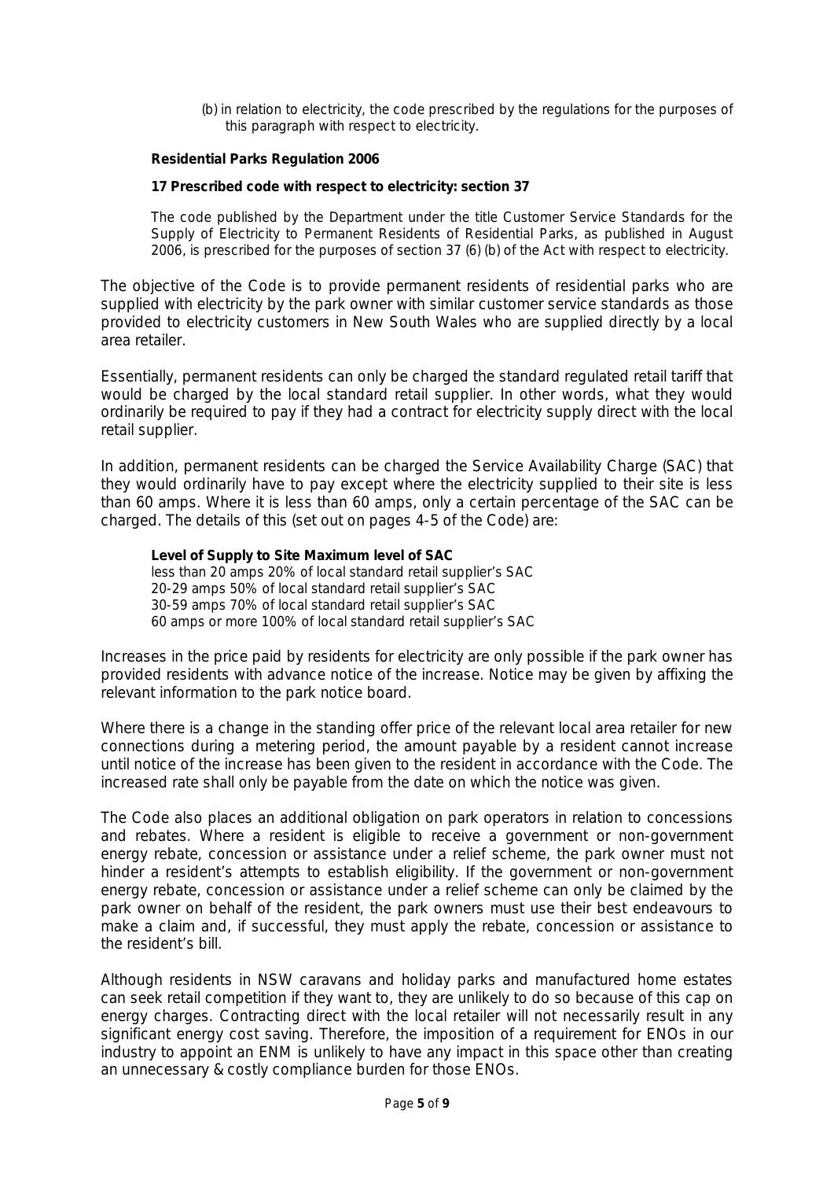(b) in relation to electricity, the code prescribed by the regulations for the purposes of this paragraph with respect to electricity.

**Residential Parks Regulation 2006**

**17 Prescribed code with respect to electricity: section 37**

The code published by the Department under the title Customer Service Standards for the Supply of Electricity to Permanent Residents of Residential Parks, as published in August 2006, is prescribed for the purposes of section 37 (6) (b) of the Act with respect to electricity.

The objective of the Code is to provide permanent residents of residential parks who are supplied with electricity by the park owner with similar customer service standards as those provided to electricity customers in New South Wales who are supplied directly by a local area retailer.

Essentially, permanent residents can only be charged the standard regulated retail tariff that would be charged by the local standard retail supplier. In other words, what they would ordinarily be required to pay if they had a contract for electricity supply direct with the local retail supplier.

In addition, permanent residents can be charged the Service Availability Charge (SAC) that they would ordinarily have to pay except where the electricity supplied to their site is less than 60 amps. Where it is less than 60 amps, only a certain percentage of the SAC can be charged. The details of this (set out on pages 4-5 of the Code) are:

| Level of Supply to Site | Maximum level of SAC |
|---|---|
| less than 20 amps | 20% of local standard retail supplier's SAC |
| 20-29 amps | 50% of local standard retail supplier's SAC |
| 30-59 amps | 70% of local standard retail supplier's SAC |
| 60 amps or more | 100% of local standard retail supplier's SAC |

Increases in the price paid by residents for electricity are only possible if the park owner has provided residents with advance notice of the increase. Notice may be given by affixing the relevant information to the park notice board.

Where there is a change in the standing offer price of the relevant local area retailer for new connections during a metering period, the amount payable by a resident cannot increase until notice of the increase has been given to the resident in accordance with the Code. The increased rate shall only be payable from the date on which the notice was given.

The Code also places an additional obligation on park operators in relation to concessions and rebates. Where a resident is eligible to receive a government or non-government energy rebate, concession or assistance under a relief scheme, the park owner must not hinder a resident's attempts to establish eligibility. If the government or non-government energy rebate, concession or assistance under a relief scheme can only be claimed by the park owner on behalf of the resident, the park owners must use their best endeavours to make a claim and, if successful, they must apply the rebate, concession or assistance to the resident's bill.

Although residents in NSW caravans and holiday parks and manufactured home estates can seek retail competition if they want to, they are unlikely to do so because of this cap on energy charges. Contracting direct with the local retailer will not necessarily result in any significant energy cost saving. Therefore, the imposition of a requirement for ENOs in our industry to appoint an ENM is unlikely to have any impact in this space other than creating an unnecessary & costly compliance burden for those ENOs.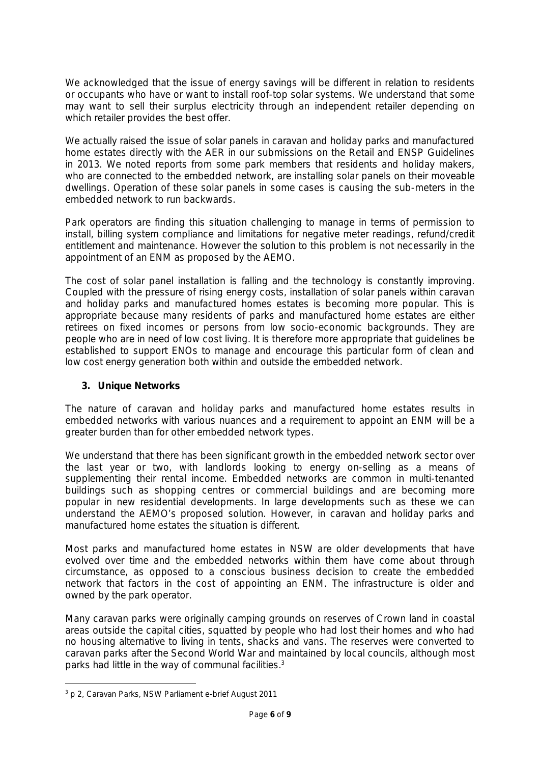We acknowledged that the issue of energy savings will be different in relation to residents or occupants who have or want to install roof-top solar systems. We understand that some may want to sell their surplus electricity through an independent retailer depending on which retailer provides the best offer.

We actually raised the issue of solar panels in caravan and holiday parks and manufactured home estates directly with the AER in our submissions on the Retail and ENSP Guidelines in 2013. We noted reports from some park members that residents and holiday makers, who are connected to the embedded network, are installing solar panels on their moveable dwellings. Operation of these solar panels in some cases is causing the sub-meters in the embedded network to run backwards.

Park operators are finding this situation challenging to manage in terms of permission to install, billing system compliance and limitations for negative meter readings, refund/credit entitlement and maintenance. However the solution to this problem is not necessarily in the appointment of an ENM as proposed by the AEMO.

The cost of solar panel installation is falling and the technology is constantly improving. Coupled with the pressure of rising energy costs, installation of solar panels within caravan and holiday parks and manufactured homes estates is becoming more popular. This is appropriate because many residents of parks and manufactured home estates are either retirees on fixed incomes or persons from low socio-economic backgrounds. They are people who are in need of low cost living. It is therefore more appropriate that guidelines be established to support ENOs to manage and encourage this particular form of clean and low cost energy generation both within and outside the embedded network.

### 3. Unique Networks

The nature of caravan and holiday parks and manufactured home estates results in embedded networks with various nuances and a requirement to appoint an ENM will be a greater burden than for other embedded network types.

We understand that there has been significant growth in the embedded network sector over the last year or two, with landlords looking to energy on-selling as a means of supplementing their rental income. Embedded networks are common in multi-tenanted buildings such as shopping centres or commercial buildings and are becoming more popular in new residential developments. In large developments such as these we can understand the AEMO's proposed solution. However, in caravan and holiday parks and manufactured home estates the situation is different.

Most parks and manufactured home estates in NSW are older developments that have evolved over time and the embedded networks within them have come about through circumstance, as opposed to a conscious business decision to create the embedded network that factors in the cost of appointing an ENM. The infrastructure is older and owned by the park operator.

Many caravan parks were originally camping grounds on reserves of Crown land in coastal areas outside the capital cities, squatted by people who had lost their homes and who had no housing alternative to living in tents, shacks and vans. The reserves were converted to caravan parks after the Second World War and maintained by local councils, although most parks had little in the way of communal facilities.[3]

---

[3] p 2, Caravan Parks, NSW Parliament e-brief August 2011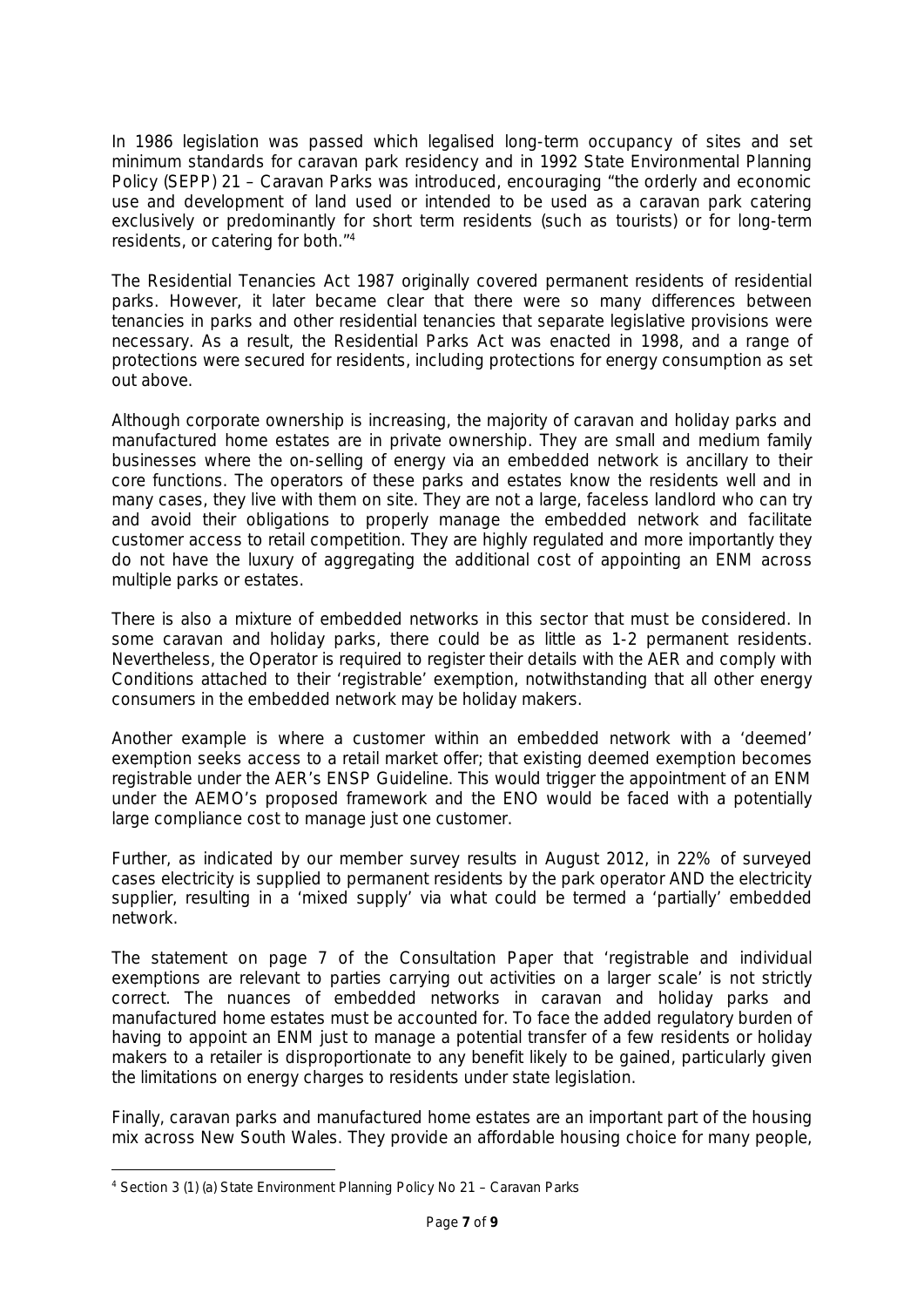In 1986 legislation was passed which legalised long-term occupancy of sites and set minimum standards for caravan park residency and in 1992 State Environmental Planning Policy (SEPP) 21 – Caravan Parks was introduced, encouraging "the orderly and economic use and development of land used or intended to be used as a caravan park catering exclusively or predominantly for short term residents (such as tourists) or for long-term residents, or catering for both."[4]

The Residential Tenancies Act 1987 originally covered permanent residents of residential parks. However, it later became clear that there were so many differences between tenancies in parks and other residential tenancies that separate legislative provisions were necessary. As a result, the Residential Parks Act was enacted in 1998, and a range of protections were secured for residents, including protections for energy consumption as set out above.

Although corporate ownership is increasing, the majority of caravan and holiday parks and manufactured home estates are in private ownership. They are small and medium family businesses where the on-selling of energy via an embedded network is ancillary to their core functions. The operators of these parks and estates know the residents well and in many cases, they live with them on site. They are not a large, faceless landlord who can try and avoid their obligations to properly manage the embedded network and facilitate customer access to retail competition. They are highly regulated and more importantly they do not have the luxury of aggregating the additional cost of appointing an ENM across multiple parks or estates.

There is also a mixture of embedded networks in this sector that must be considered. In some caravan and holiday parks, there could be as little as 1-2 permanent residents. Nevertheless, the Operator is required to register their details with the AER and comply with Conditions attached to their 'registrable' exemption, notwithstanding that all other energy consumers in the embedded network may be holiday makers.

Another example is where a customer within an embedded network with a 'deemed' exemption seeks access to a retail market offer; that existing deemed exemption becomes registrable under the AER's ENSP Guideline. This would trigger the appointment of an ENM under the AEMO's proposed framework and the ENO would be faced with a potentially large compliance cost to manage just one customer.

Further, as indicated by our member survey results in August 2012, in 22% of surveyed cases electricity is supplied to permanent residents by the park operator AND the electricity supplier, resulting in a 'mixed supply' via what could be termed a 'partially' embedded network.

The statement on page 7 of the Consultation Paper that 'registrable and individual exemptions are relevant to parties carrying out activities on a larger scale' is not strictly correct. The nuances of embedded networks in caravan and holiday parks and manufactured home estates must be accounted for. To face the added regulatory burden of having to appoint an ENM just to manage a potential transfer of a few residents or holiday makers to a retailer is disproportionate to any benefit likely to be gained, particularly given the limitations on energy charges to residents under state legislation.

Finally, caravan parks and manufactured home estates are an important part of the housing mix across New South Wales. They provide an affordable housing choice for many people,

---

[4] Section 3 (1) (a) State Environment Planning Policy No 21 – Caravan Parks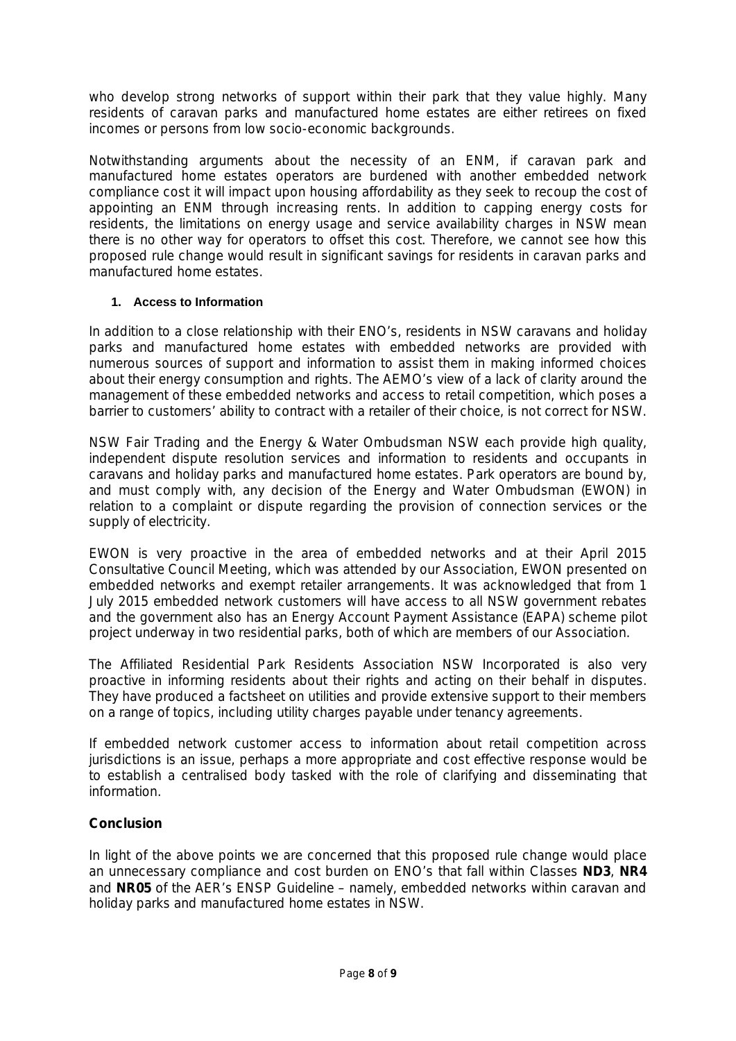who develop strong networks of support within their park that they value highly. Many residents of caravan parks and manufactured home estates are either retirees on fixed incomes or persons from low socio-economic backgrounds.

Notwithstanding arguments about the necessity of an ENM, if caravan park and manufactured home estates operators are burdened with another embedded network compliance cost it will impact upon housing affordability as they seek to recoup the cost of appointing an ENM through increasing rents. In addition to capping energy costs for residents, the limitations on energy usage and service availability charges in NSW mean there is no other way for operators to offset this cost. Therefore, we cannot see how this proposed rule change would result in significant savings for residents in caravan parks and manufactured home estates.

1. **Access to Information**

In addition to a close relationship with their ENO's, residents in NSW caravans and holiday parks and manufactured home estates with embedded networks are provided with numerous sources of support and information to assist them in making informed choices about their energy consumption and rights. The AEMO's view of a lack of clarity around the management of these embedded networks and access to retail competition, which poses a barrier to customers' ability to contract with a retailer of their choice, is not correct for NSW.

NSW Fair Trading and the Energy & Water Ombudsman NSW each provide high quality, independent dispute resolution services and information to residents and occupants in caravans and holiday parks and manufactured home estates. Park operators are bound by, and must comply with, any decision of the Energy and Water Ombudsman (EWON) in relation to a complaint or dispute regarding the provision of connection services or the supply of electricity.

EWON is very proactive in the area of embedded networks and at their April 2015 Consultative Council Meeting, which was attended by our Association, EWON presented on embedded networks and exempt retailer arrangements. It was acknowledged that from 1 July 2015 embedded network customers will have access to all NSW government rebates and the government also has an Energy Account Payment Assistance (EAPA) scheme pilot project underway in two residential parks, both of which are members of our Association.

The Affiliated Residential Park Residents Association NSW Incorporated is also very proactive in informing residents about their rights and acting on their behalf in disputes. They have produced a factsheet on utilities and provide extensive support to their members on a range of topics, including utility charges payable under tenancy agreements.

If embedded network customer access to information about retail competition across jurisdictions is an issue, perhaps a more appropriate and cost effective response would be to establish a centralised body tasked with the role of clarifying and disseminating that information.

## Conclusion

In light of the above points we are concerned that this proposed rule change would place an unnecessary compliance and cost burden on ENO's that fall within Classes **ND3**, **NR4** and **NR05** of the AER's ENSP Guideline – namely, embedded networks within caravan and holiday parks and manufactured home estates in NSW.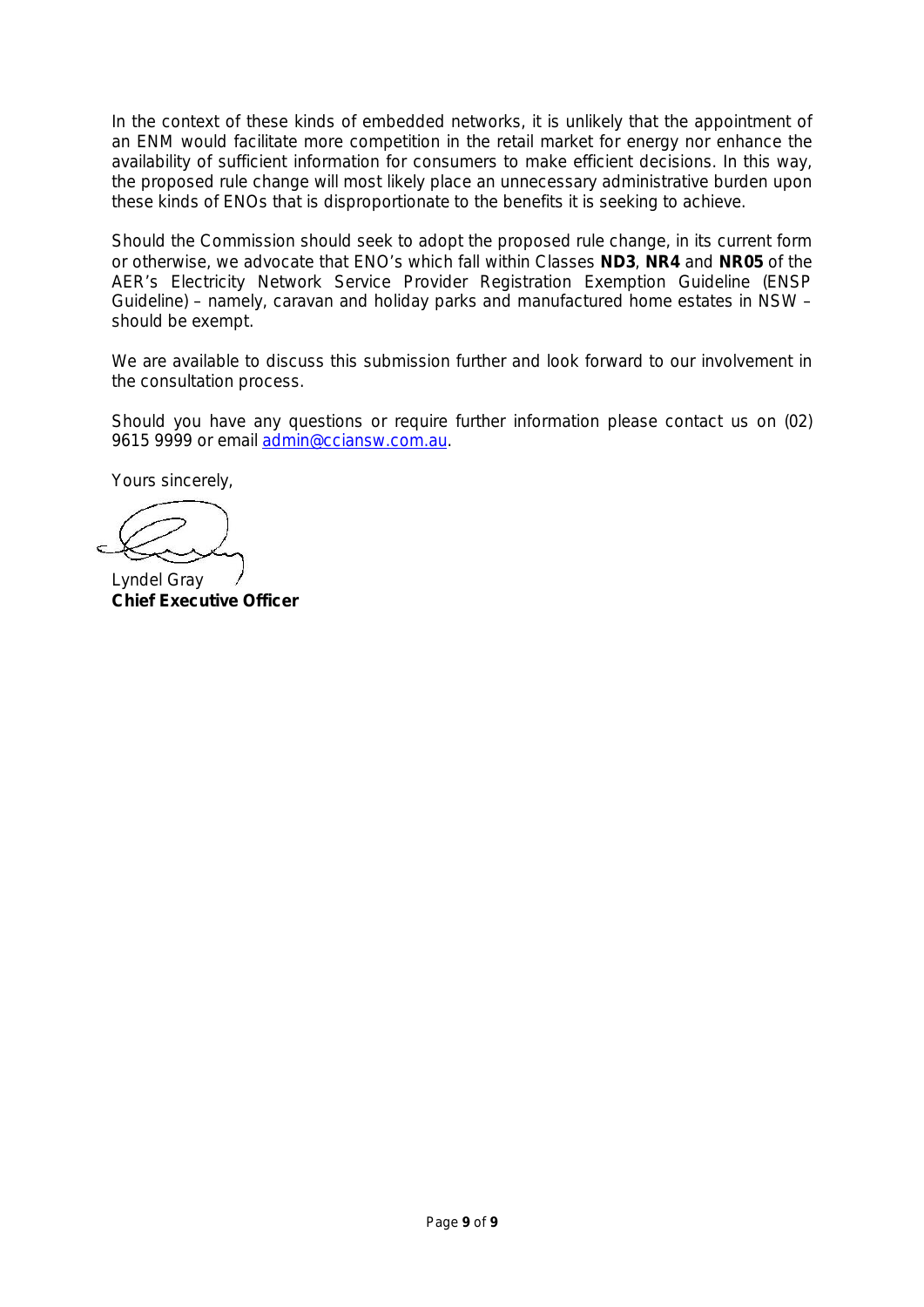In the context of these kinds of embedded networks, it is unlikely that the appointment of an ENM would facilitate more competition in the retail market for energy nor enhance the availability of sufficient information for consumers to make efficient decisions. In this way, the proposed rule change will most likely place an unnecessary administrative burden upon these kinds of ENOs that is disproportionate to the benefits it is seeking to achieve.

Should the Commission should seek to adopt the proposed rule change, in its current form or otherwise, we advocate that ENO's which fall within Classes **ND3**, **NR4** and **NR05** of the AER's Electricity Network Service Provider Registration Exemption Guideline (ENSP Guideline) – namely, caravan and holiday parks and manufactured home estates in NSW – should be exempt.

We are available to discuss this submission further and look forward to our involvement in the consultation process.

Should you have any questions or require further information please contact us on (02) 9615 9999 or email admin@cciansw.com.au.

Yours sincerely,

Lyndel Gray
**Chief Executive Officer**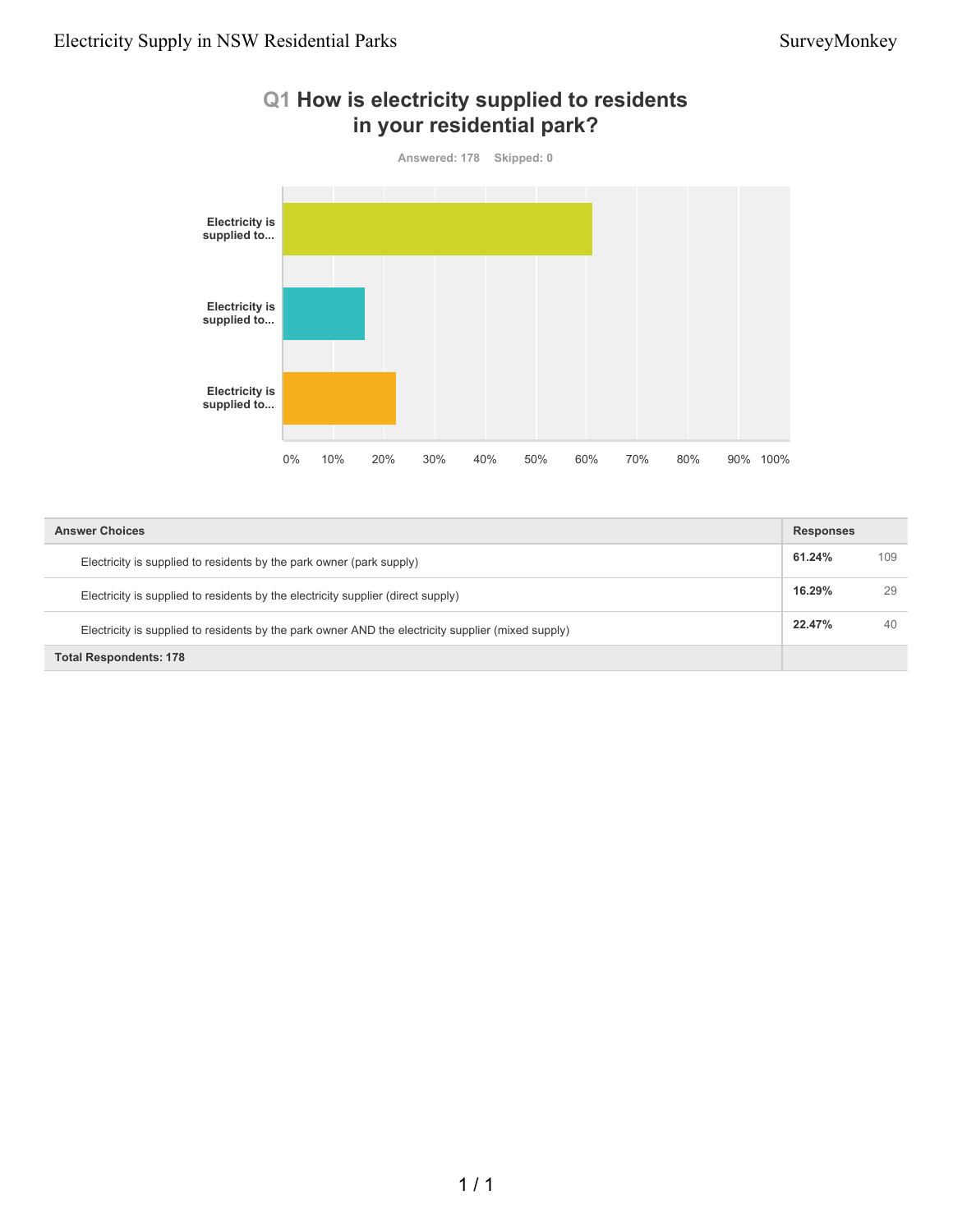## Q1 How is electricity supplied to residents in your residential park?

Answered: 178 Skipped: 0

| Answer Choices | Responses | |
|---|---|---|
| Electricity is supplied to residents by the park owner (park supply) | **61.24%** | 109 |
| Electricity is supplied to residents by the electricity supplier (direct supply) | **16.29%** | 29 |
| Electricity is supplied to residents by the park owner AND the electricity supplier (mixed supply) | **22.47%** | 40 |
| **Total Respondents: 178** | | |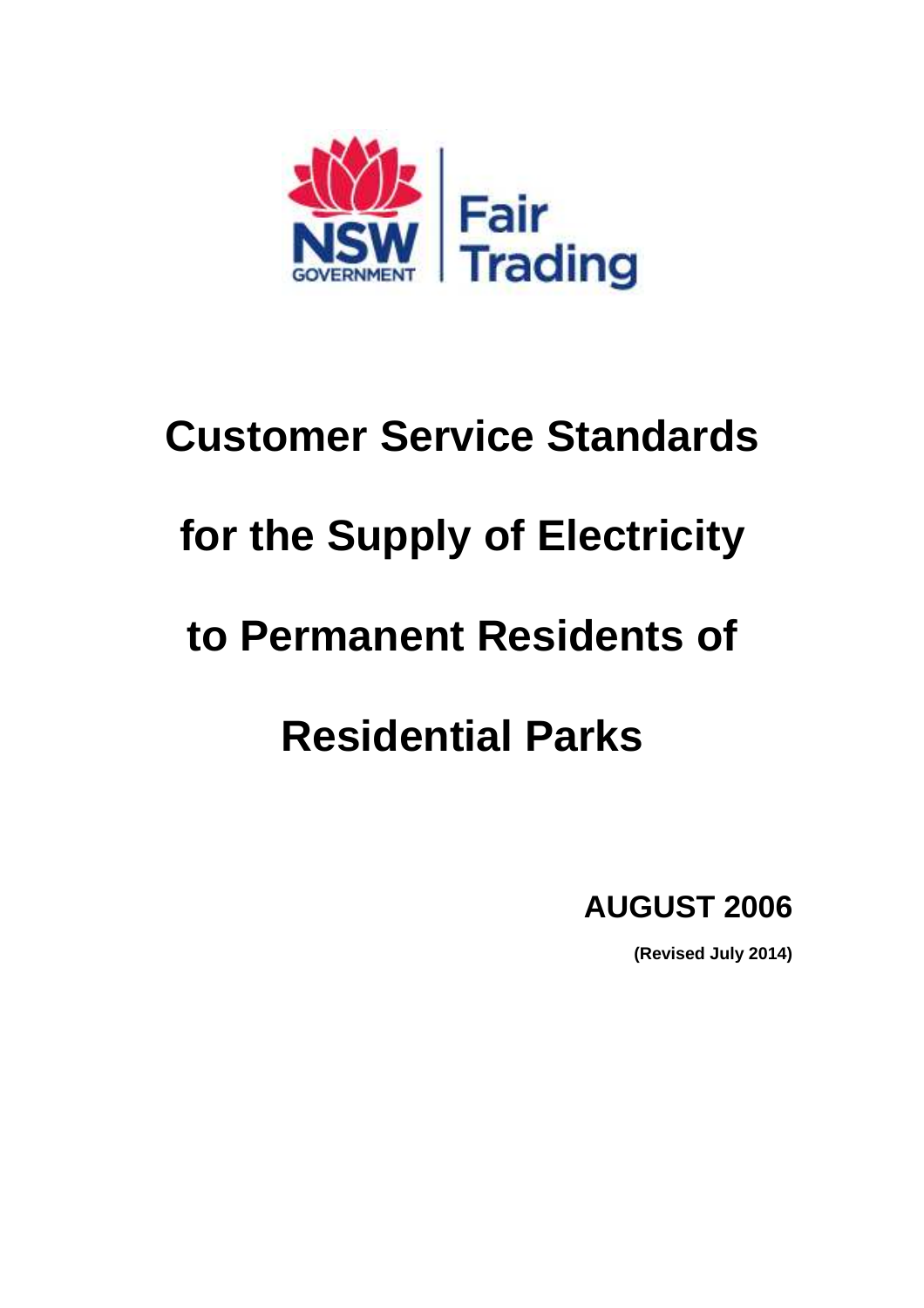# Customer Service Standards

# for the Supply of Electricity

# to Permanent Residents of

# Residential Parks

**AUGUST 2006**

**(Revised July 2014)**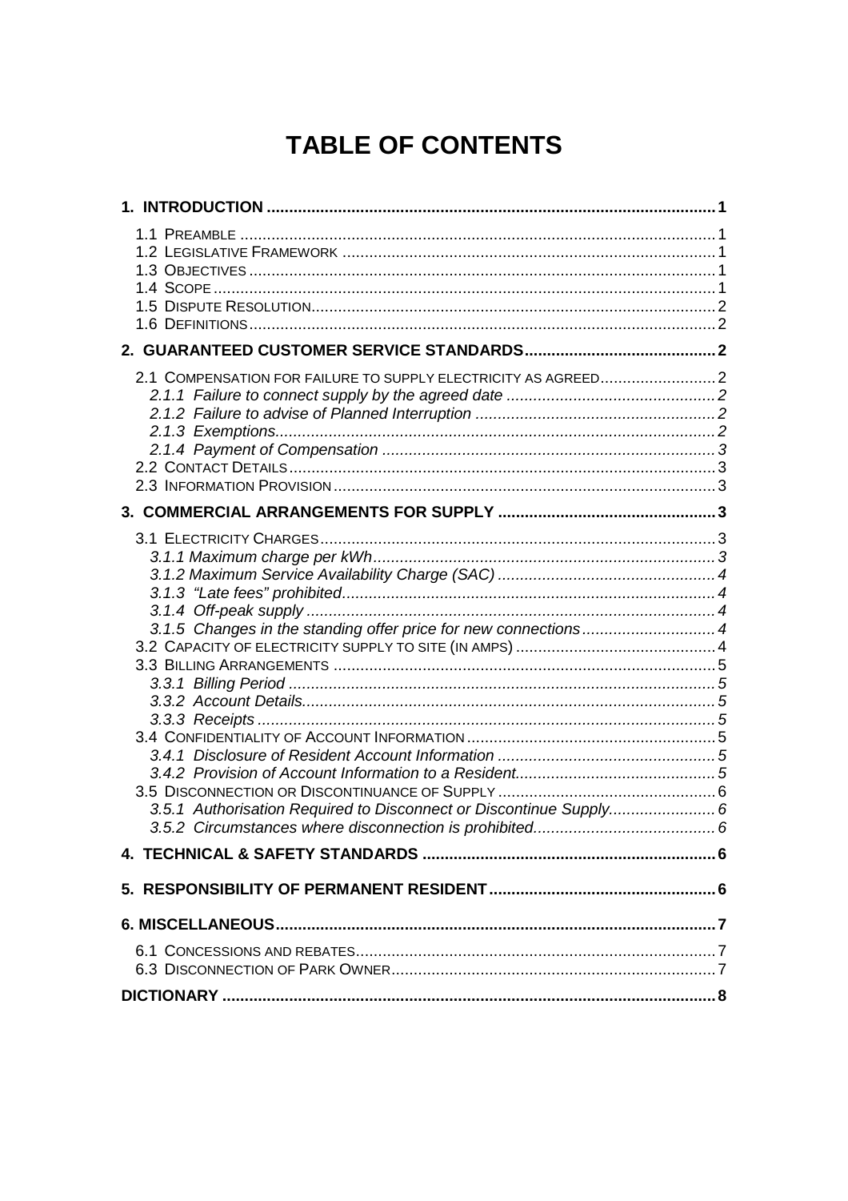# TABLE OF CONTENTS

**1. INTRODUCTION .......... 1**

- 1.1 Preamble .......... 1
- 1.2 Legislative Framework .......... 1
- 1.3 Objectives .......... 1
- 1.4 Scope .......... 1
- 1.5 Dispute Resolution .......... 2
- 1.6 Definitions .......... 2

**2. GUARANTEED CUSTOMER SERVICE STANDARDS .......... 2**

- 2.1 Compensation for failure to supply electricity as agreed .......... 2
  - *2.1.1 Failure to connect supply by the agreed date .......... 2*
  - *2.1.2 Failure to advise of Planned Interruption .......... 2*
  - *2.1.3 Exemptions .......... 2*
  - *2.1.4 Payment of Compensation .......... 3*
- 2.2 Contact Details .......... 3
- 2.3 Information Provision .......... 3

**3. COMMERCIAL ARRANGEMENTS FOR SUPPLY .......... 3**

- 3.1 Electricity Charges .......... 3
  - *3.1.1 Maximum charge per kWh .......... 3*
  - *3.1.2 Maximum Service Availability Charge (SAC) .......... 4*
  - *3.1.3 "Late fees" prohibited .......... 4*
  - *3.1.4 Off-peak supply .......... 4*
  - *3.1.5 Changes in the standing offer price for new connections .......... 4*
- 3.2 Capacity of electricity supply to site (in amps) .......... 4
- 3.3 Billing Arrangements .......... 5
  - *3.3.1 Billing Period .......... 5*
  - *3.3.2 Account Details .......... 5*
  - *3.3.3 Receipts .......... 5*
- 3.4 Confidentiality of Account Information .......... 5
  - *3.4.1 Disclosure of Resident Account Information .......... 5*
  - *3.4.2 Provision of Account Information to a Resident .......... 5*
- 3.5 Disconnection or Discontinuance of Supply .......... 6
  - *3.5.1 Authorisation Required to Disconnect or Discontinue Supply .......... 6*
  - *3.5.2 Circumstances where disconnection is prohibited .......... 6*

**4. TECHNICAL & SAFETY STANDARDS .......... 6**

**5. RESPONSIBILITY OF PERMANENT RESIDENT .......... 6**

**6. MISCELLANEOUS .......... 7**

- 6.1 Concessions and rebates .......... 7
- 6.3 Disconnection of Park Owner .......... 7

**DICTIONARY .......... 8**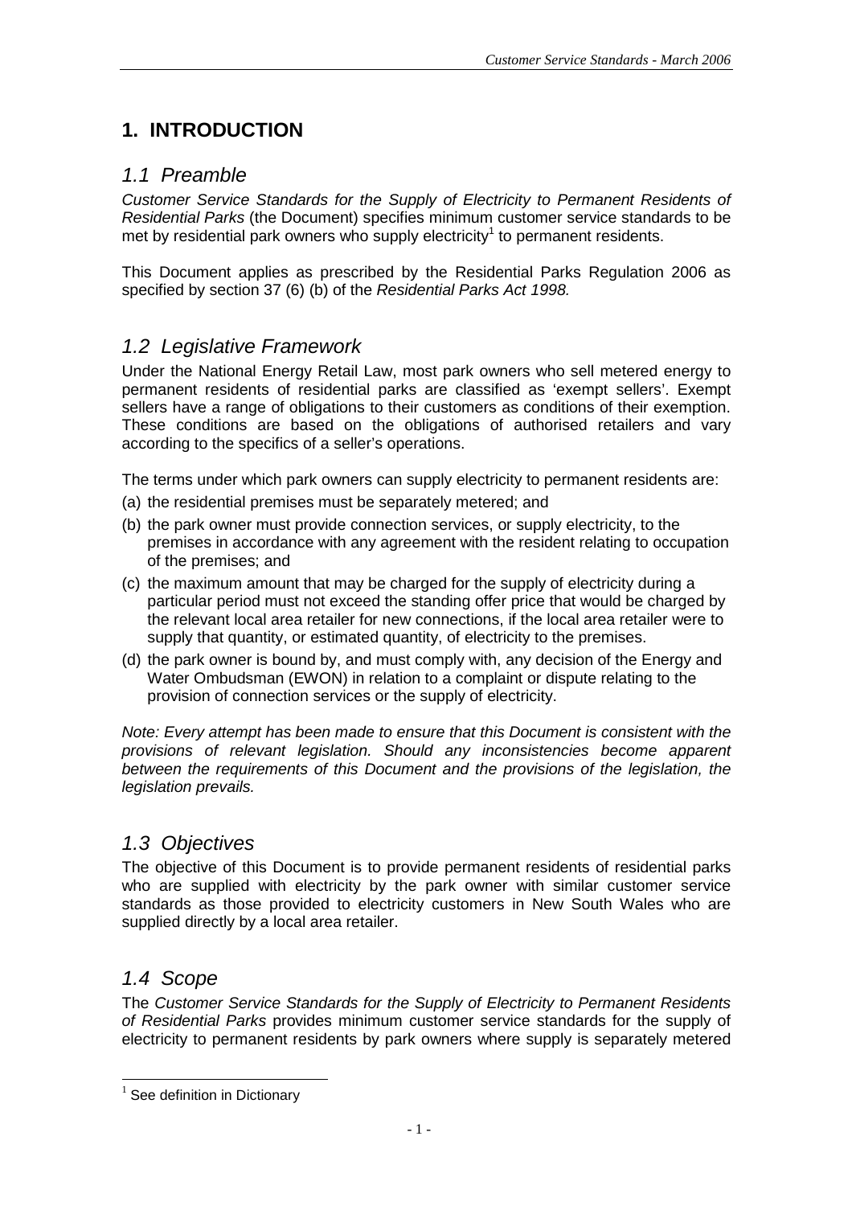# 1. INTRODUCTION

## *1.1 Preamble*

*Customer Service Standards for the Supply of Electricity to Permanent Residents of Residential Parks* (the Document) specifies minimum customer service standards to be met by residential park owners who supply electricity[1] to permanent residents.

This Document applies as prescribed by the Residential Parks Regulation 2006 as specified by section 37 (6) (b) of the *Residential Parks Act 1998.*

## *1.2 Legislative Framework*

Under the National Energy Retail Law, most park owners who sell metered energy to permanent residents of residential parks are classified as 'exempt sellers'. Exempt sellers have a range of obligations to their customers as conditions of their exemption. These conditions are based on the obligations of authorised retailers and vary according to the specifics of a seller's operations.

The terms under which park owners can supply electricity to permanent residents are:

(a) the residential premises must be separately metered; and

(b) the park owner must provide connection services, or supply electricity, to the premises in accordance with any agreement with the resident relating to occupation of the premises; and

(c) the maximum amount that may be charged for the supply of electricity during a particular period must not exceed the standing offer price that would be charged by the relevant local area retailer for new connections, if the local area retailer were to supply that quantity, or estimated quantity, of electricity to the premises.

(d) the park owner is bound by, and must comply with, any decision of the Energy and Water Ombudsman (EWON) in relation to a complaint or dispute relating to the provision of connection services or the supply of electricity.

*Note: Every attempt has been made to ensure that this Document is consistent with the provisions of relevant legislation. Should any inconsistencies become apparent between the requirements of this Document and the provisions of the legislation, the legislation prevails.*

## *1.3 Objectives*

The objective of this Document is to provide permanent residents of residential parks who are supplied with electricity by the park owner with similar customer service standards as those provided to electricity customers in New South Wales who are supplied directly by a local area retailer.

## *1.4 Scope*

The *Customer Service Standards for the Supply of Electricity to Permanent Residents of Residential Parks* provides minimum customer service standards for the supply of electricity to permanent residents by park owners where supply is separately metered

[1] See definition in Dictionary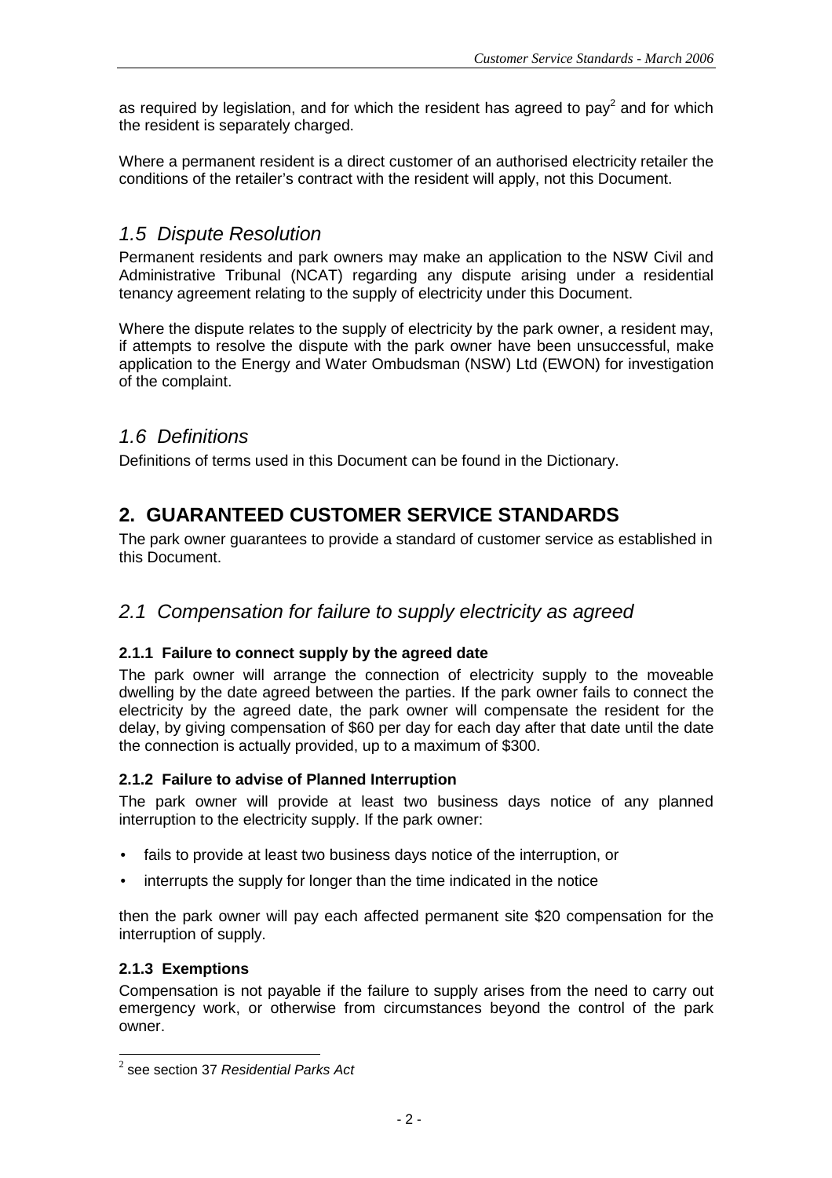as required by legislation, and for which the resident has agreed to pay[2] and for which the resident is separately charged.

Where a permanent resident is a direct customer of an authorised electricity retailer the conditions of the retailer's contract with the resident will apply, not this Document.

## *1.5 Dispute Resolution*

Permanent residents and park owners may make an application to the NSW Civil and Administrative Tribunal (NCAT) regarding any dispute arising under a residential tenancy agreement relating to the supply of electricity under this Document.

Where the dispute relates to the supply of electricity by the park owner, a resident may, if attempts to resolve the dispute with the park owner have been unsuccessful, make application to the Energy and Water Ombudsman (NSW) Ltd (EWON) for investigation of the complaint.

## *1.6 Definitions*

Definitions of terms used in this Document can be found in the Dictionary.

# 2. GUARANTEED CUSTOMER SERVICE STANDARDS

The park owner guarantees to provide a standard of customer service as established in this Document.

## *2.1 Compensation for failure to supply electricity as agreed*

### 2.1.1 Failure to connect supply by the agreed date

The park owner will arrange the connection of electricity supply to the moveable dwelling by the date agreed between the parties. If the park owner fails to connect the electricity by the agreed date, the park owner will compensate the resident for the delay, by giving compensation of $60 per day for each day after that date until the date the connection is actually provided, up to a maximum of $300.

### 2.1.2 Failure to advise of Planned Interruption

The park owner will provide at least two business days notice of any planned interruption to the electricity supply. If the park owner:

- fails to provide at least two business days notice of the interruption, or
- interrupts the supply for longer than the time indicated in the notice

then the park owner will pay each affected permanent site $20 compensation for the interruption of supply.

### 2.1.3 Exemptions

Compensation is not payable if the failure to supply arises from the need to carry out emergency work, or otherwise from circumstances beyond the control of the park owner.

---

[2] see section 37 *Residential Parks Act*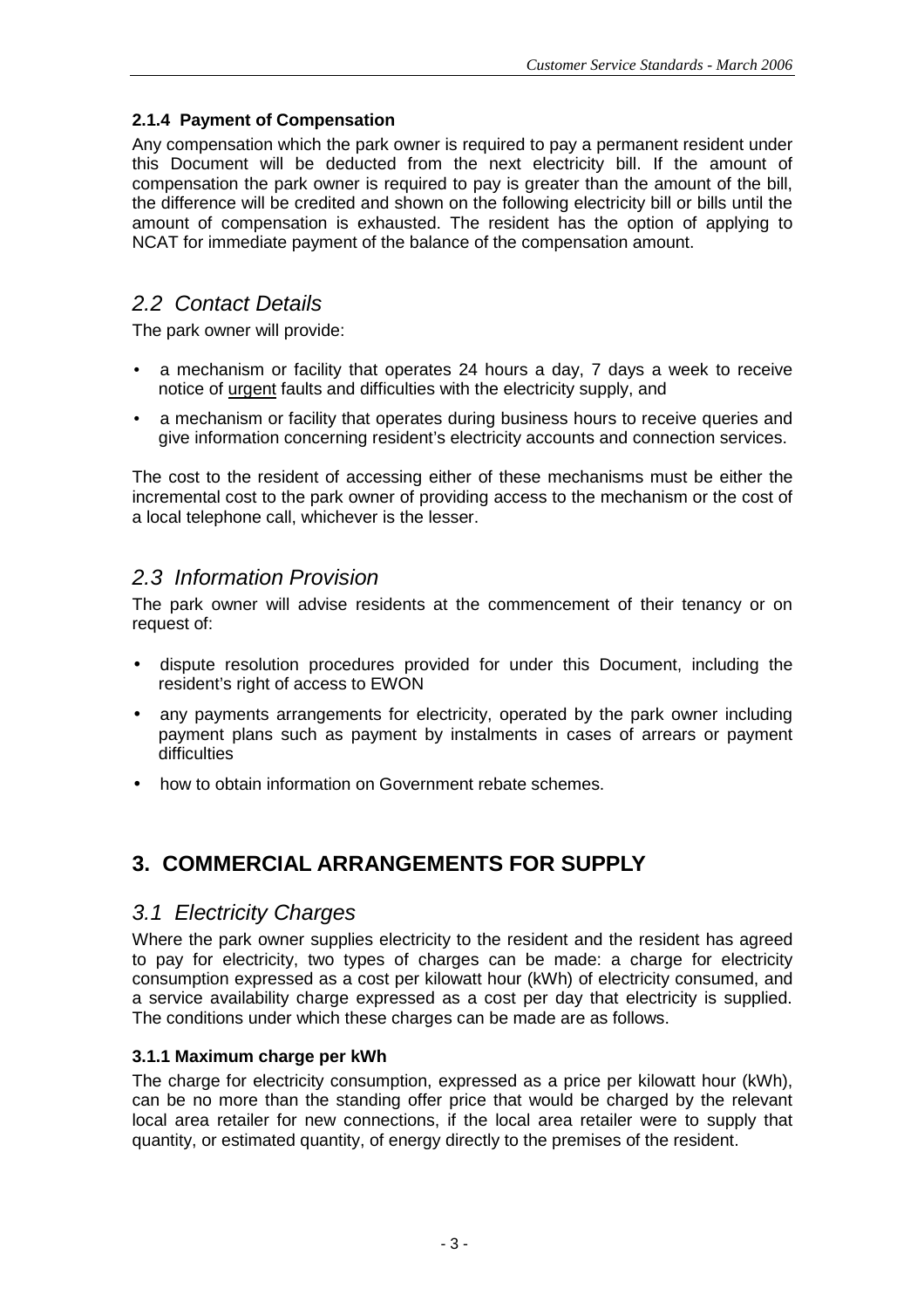#### 2.1.4 Payment of Compensation

Any compensation which the park owner is required to pay a permanent resident under this Document will be deducted from the next electricity bill. If the amount of compensation the park owner is required to pay is greater than the amount of the bill, the difference will be credited and shown on the following electricity bill or bills until the amount of compensation is exhausted. The resident has the option of applying to NCAT for immediate payment of the balance of the compensation amount.

## *2.2 Contact Details*

The park owner will provide:

- a mechanism or facility that operates 24 hours a day, 7 days a week to receive notice of urgent faults and difficulties with the electricity supply, and
- a mechanism or facility that operates during business hours to receive queries and give information concerning resident's electricity accounts and connection services.

The cost to the resident of accessing either of these mechanisms must be either the incremental cost to the park owner of providing access to the mechanism or the cost of a local telephone call, whichever is the lesser.

## *2.3 Information Provision*

The park owner will advise residents at the commencement of their tenancy or on request of:

- dispute resolution procedures provided for under this Document, including the resident's right of access to EWON
- any payments arrangements for electricity, operated by the park owner including payment plans such as payment by instalments in cases of arrears or payment difficulties
- how to obtain information on Government rebate schemes.

# 3. COMMERCIAL ARRANGEMENTS FOR SUPPLY

## *3.1 Electricity Charges*

Where the park owner supplies electricity to the resident and the resident has agreed to pay for electricity, two types of charges can be made: a charge for electricity consumption expressed as a cost per kilowatt hour (kWh) of electricity consumed, and a service availability charge expressed as a cost per day that electricity is supplied. The conditions under which these charges can be made are as follows.

#### 3.1.1 Maximum charge per kWh

The charge for electricity consumption, expressed as a price per kilowatt hour (kWh), can be no more than the standing offer price that would be charged by the relevant local area retailer for new connections, if the local area retailer were to supply that quantity, or estimated quantity, of energy directly to the premises of the resident.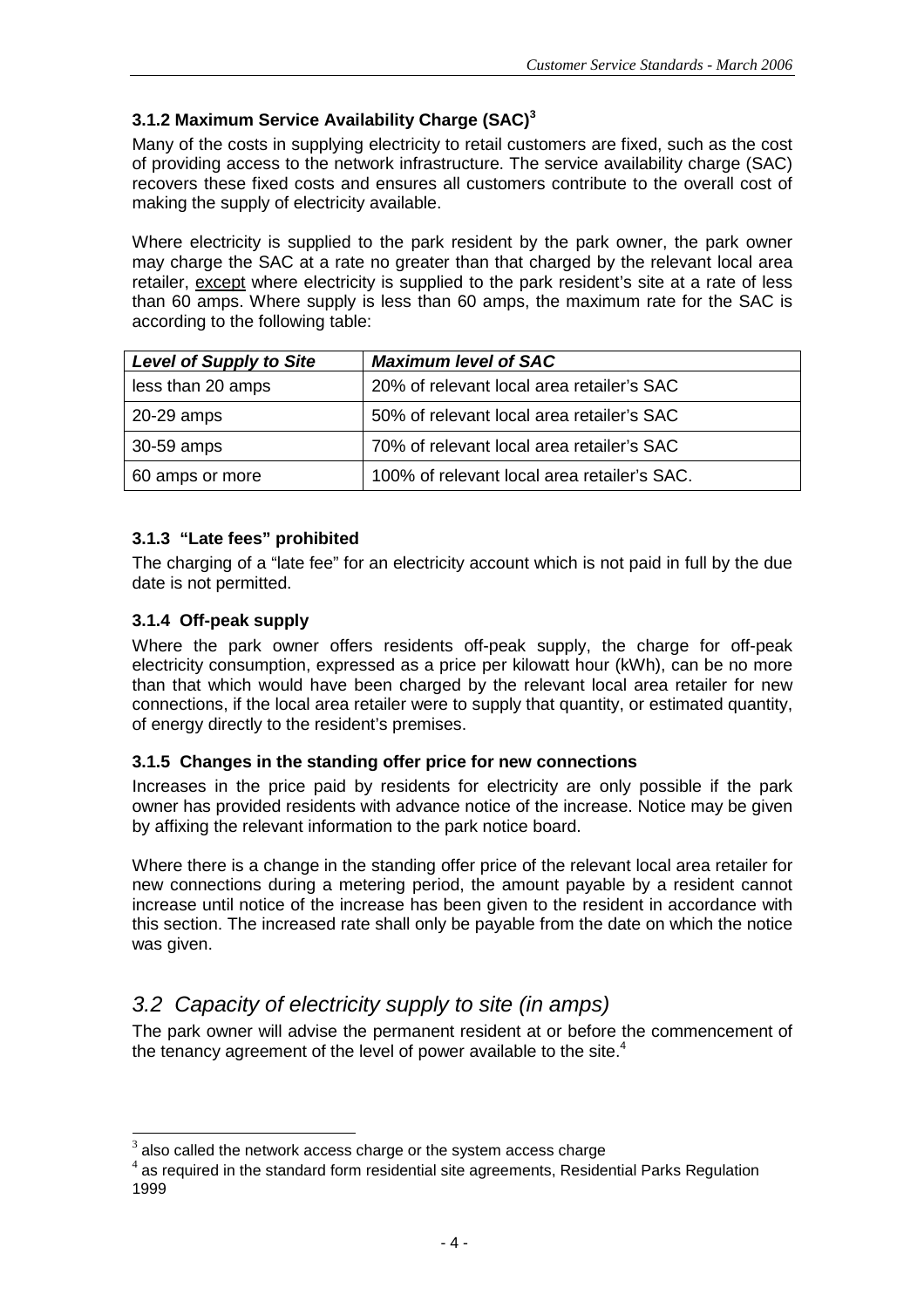### 3.1.2 Maximum Service Availability Charge (SAC)[3]

Many of the costs in supplying electricity to retail customers are fixed, such as the cost of providing access to the network infrastructure. The service availability charge (SAC) recovers these fixed costs and ensures all customers contribute to the overall cost of making the supply of electricity available.

Where electricity is supplied to the park resident by the park owner, the park owner may charge the SAC at a rate no greater than that charged by the relevant local area retailer, except where electricity is supplied to the park resident's site at a rate of less than 60 amps. Where supply is less than 60 amps, the maximum rate for the SAC is according to the following table:

| *Level of Supply to Site* | *Maximum level of SAC* |
|---|---|
| less than 20 amps | 20% of relevant local area retailer's SAC |
| 20-29 amps | 50% of relevant local area retailer's SAC |
| 30-59 amps | 70% of relevant local area retailer's SAC |
| 60 amps or more | 100% of relevant local area retailer's SAC. |

### 3.1.3 "Late fees" prohibited

The charging of a "late fee" for an electricity account which is not paid in full by the due date is not permitted.

### 3.1.4 Off-peak supply

Where the park owner offers residents off-peak supply, the charge for off-peak electricity consumption, expressed as a price per kilowatt hour (kWh), can be no more than that which would have been charged by the relevant local area retailer for new connections, if the local area retailer were to supply that quantity, or estimated quantity, of energy directly to the resident's premises.

### 3.1.5 Changes in the standing offer price for new connections

Increases in the price paid by residents for electricity are only possible if the park owner has provided residents with advance notice of the increase. Notice may be given by affixing the relevant information to the park notice board.

Where there is a change in the standing offer price of the relevant local area retailer for new connections during a metering period, the amount payable by a resident cannot increase until notice of the increase has been given to the resident in accordance with this section. The increased rate shall only be payable from the date on which the notice was given.

## *3.2 Capacity of electricity supply to site (in amps)*

The park owner will advise the permanent resident at or before the commencement of the tenancy agreement of the level of power available to the site.[4]

---

[3] also called the network access charge or the system access charge

[4] as required in the standard form residential site agreements, Residential Parks Regulation 1999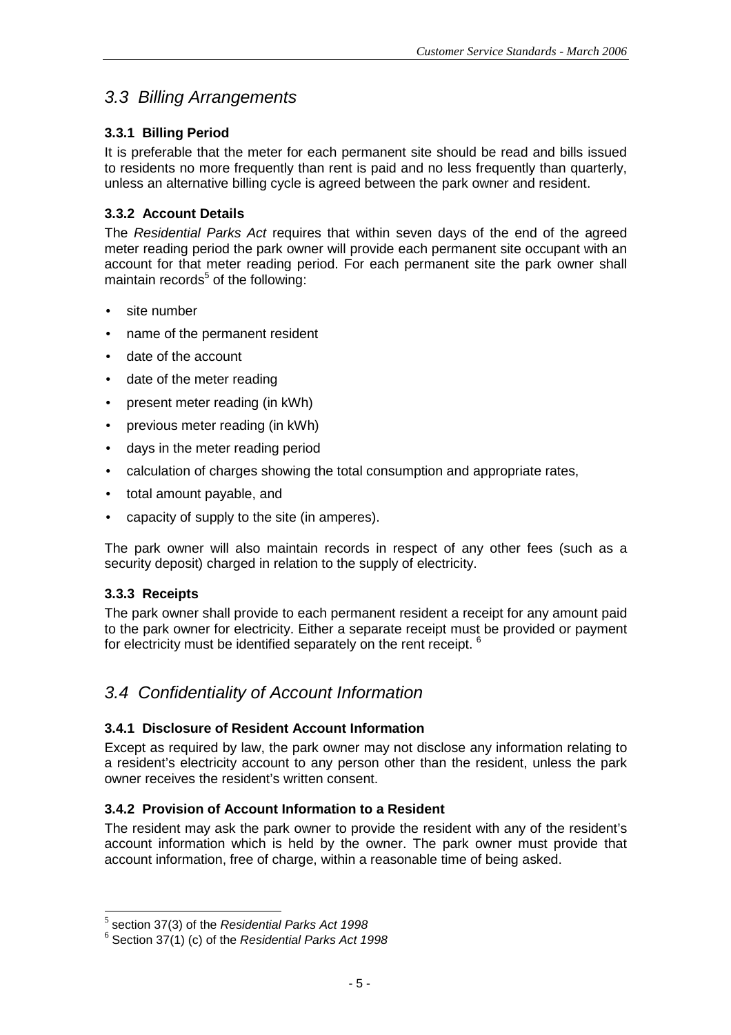## *3.3 Billing Arrangements*

### 3.3.1 Billing Period

It is preferable that the meter for each permanent site should be read and bills issued to residents no more frequently than rent is paid and no less frequently than quarterly, unless an alternative billing cycle is agreed between the park owner and resident.

### 3.3.2 Account Details

The *Residential Parks Act* requires that within seven days of the end of the agreed meter reading period the park owner will provide each permanent site occupant with an account for that meter reading period. For each permanent site the park owner shall maintain records[5] of the following:

- site number
- name of the permanent resident
- date of the account
- date of the meter reading
- present meter reading (in kWh)
- previous meter reading (in kWh)
- days in the meter reading period
- calculation of charges showing the total consumption and appropriate rates,
- total amount payable, and
- capacity of supply to the site (in amperes).

The park owner will also maintain records in respect of any other fees (such as a security deposit) charged in relation to the supply of electricity.

### 3.3.3 Receipts

The park owner shall provide to each permanent resident a receipt for any amount paid to the park owner for electricity. Either a separate receipt must be provided or payment for electricity must be identified separately on the rent receipt. [6]

## *3.4 Confidentiality of Account Information*

### 3.4.1 Disclosure of Resident Account Information

Except as required by law, the park owner may not disclose any information relating to a resident's electricity account to any person other than the resident, unless the park owner receives the resident's written consent.

### 3.4.2 Provision of Account Information to a Resident

The resident may ask the park owner to provide the resident with any of the resident's account information which is held by the owner. The park owner must provide that account information, free of charge, within a reasonable time of being asked.

---

[5] section 37(3) of the *Residential Parks Act 1998*

[6] Section 37(1) (c) of the *Residential Parks Act 1998*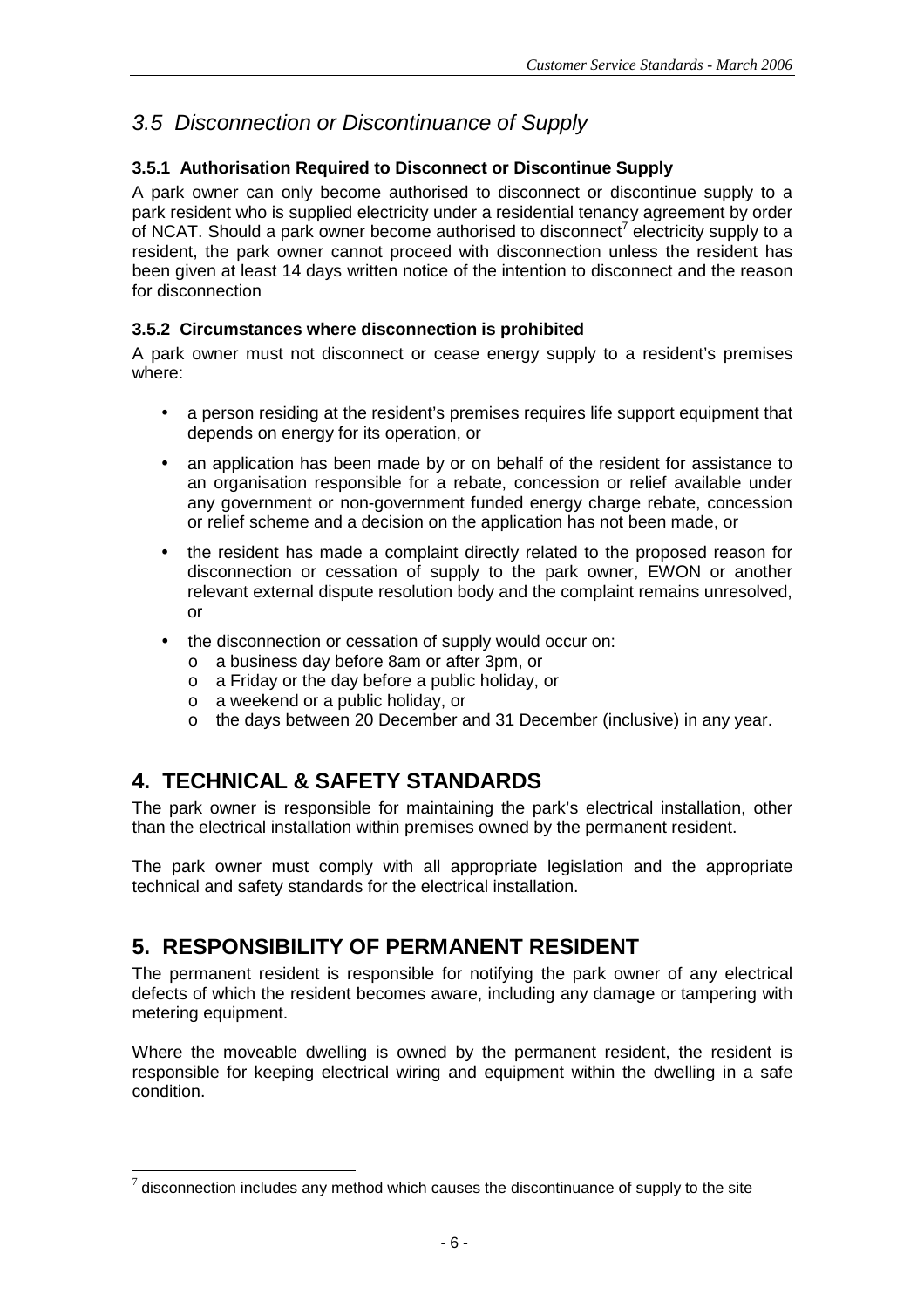## 3.5 Disconnection or Discontinuance of Supply

### 3.5.1 Authorisation Required to Disconnect or Discontinue Supply

A park owner can only become authorised to disconnect or discontinue supply to a park resident who is supplied electricity under a residential tenancy agreement by order of NCAT. Should a park owner become authorised to disconnect[7] electricity supply to a resident, the park owner cannot proceed with disconnection unless the resident has been given at least 14 days written notice of the intention to disconnect and the reason for disconnection

### 3.5.2 Circumstances where disconnection is prohibited

A park owner must not disconnect or cease energy supply to a resident's premises where:

- a person residing at the resident's premises requires life support equipment that depends on energy for its operation, or
- an application has been made by or on behalf of the resident for assistance to an organisation responsible for a rebate, concession or relief available under any government or non-government funded energy charge rebate, concession or relief scheme and a decision on the application has not been made, or
- the resident has made a complaint directly related to the proposed reason for disconnection or cessation of supply to the park owner, EWON or another relevant external dispute resolution body and the complaint remains unresolved, or
- the disconnection or cessation of supply would occur on:
  - a business day before 8am or after 3pm, or
  - a Friday or the day before a public holiday, or
  - a weekend or a public holiday, or
  - the days between 20 December and 31 December (inclusive) in any year.

# 4. TECHNICAL & SAFETY STANDARDS

The park owner is responsible for maintaining the park's electrical installation, other than the electrical installation within premises owned by the permanent resident.

The park owner must comply with all appropriate legislation and the appropriate technical and safety standards for the electrical installation.

# 5. RESPONSIBILITY OF PERMANENT RESIDENT

The permanent resident is responsible for notifying the park owner of any electrical defects of which the resident becomes aware, including any damage or tampering with metering equipment.

Where the moveable dwelling is owned by the permanent resident, the resident is responsible for keeping electrical wiring and equipment within the dwelling in a safe condition.

---

[7] disconnection includes any method which causes the discontinuance of supply to the site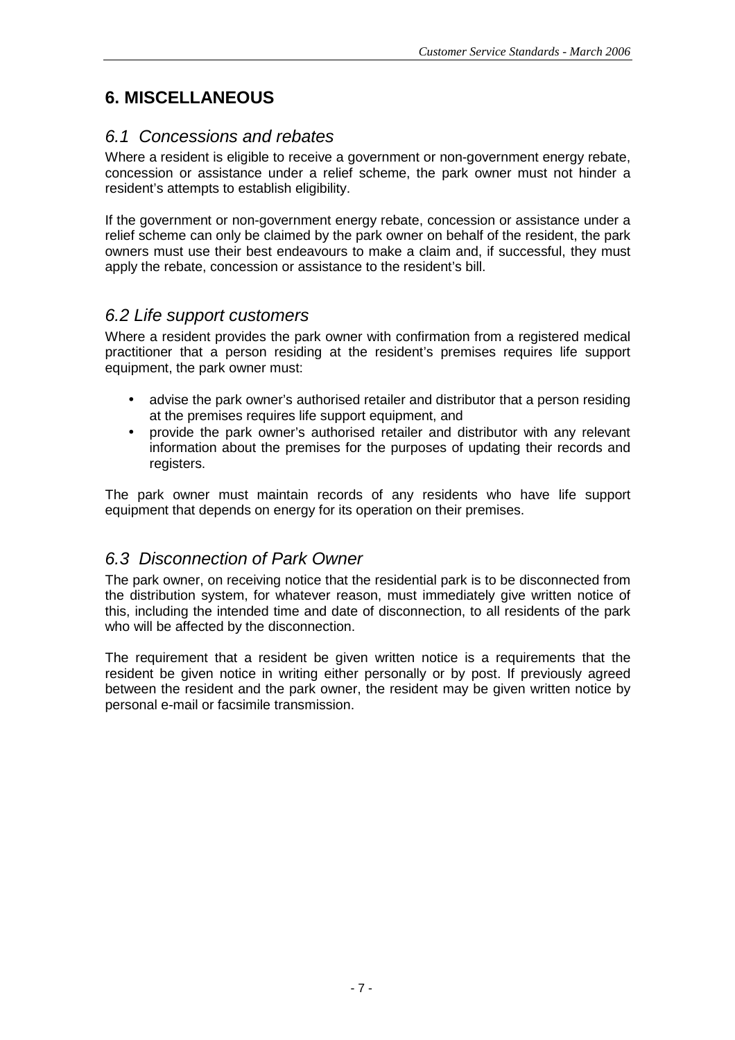## 6. MISCELLANEOUS

### *6.1 Concessions and rebates*

Where a resident is eligible to receive a government or non-government energy rebate, concession or assistance under a relief scheme, the park owner must not hinder a resident's attempts to establish eligibility.

If the government or non-government energy rebate, concession or assistance under a relief scheme can only be claimed by the park owner on behalf of the resident, the park owners must use their best endeavours to make a claim and, if successful, they must apply the rebate, concession or assistance to the resident's bill.

### *6.2 Life support customers*

Where a resident provides the park owner with confirmation from a registered medical practitioner that a person residing at the resident's premises requires life support equipment, the park owner must:

- advise the park owner's authorised retailer and distributor that a person residing at the premises requires life support equipment, and
- provide the park owner's authorised retailer and distributor with any relevant information about the premises for the purposes of updating their records and registers.

The park owner must maintain records of any residents who have life support equipment that depends on energy for its operation on their premises.

### *6.3 Disconnection of Park Owner*

The park owner, on receiving notice that the residential park is to be disconnected from the distribution system, for whatever reason, must immediately give written notice of this, including the intended time and date of disconnection, to all residents of the park who will be affected by the disconnection.

The requirement that a resident be given written notice is a requirements that the resident be given notice in writing either personally or by post. If previously agreed between the resident and the park owner, the resident may be given written notice by personal e-mail or facsimile transmission.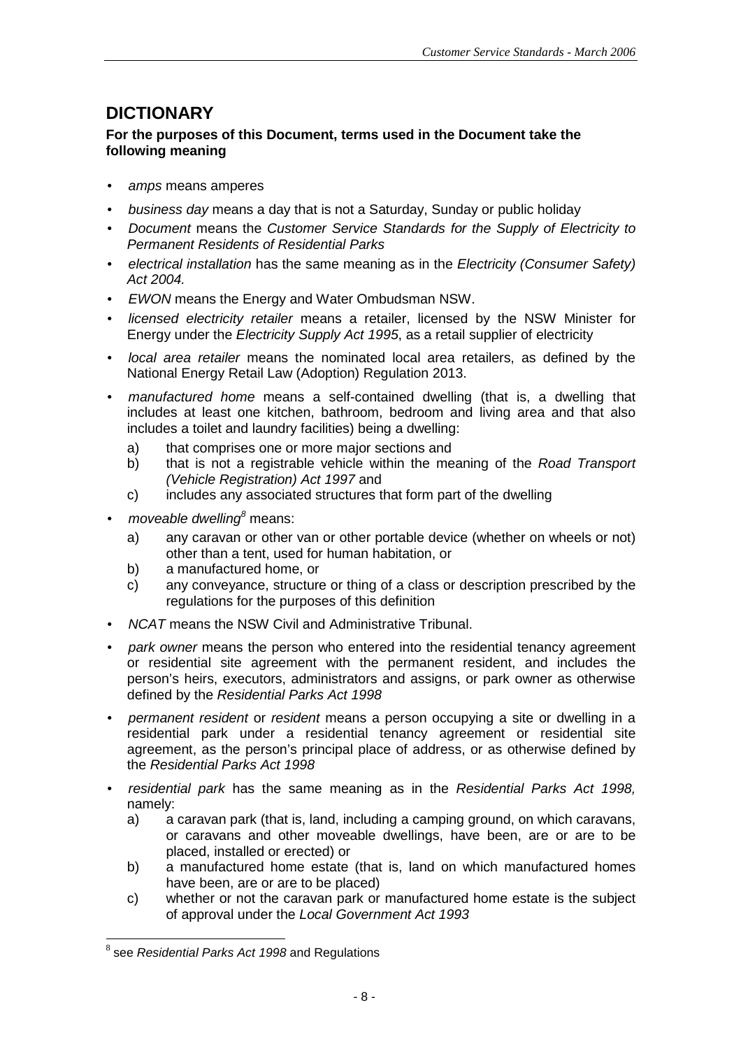## DICTIONARY

**For the purposes of this Document, terms used in the Document take the following meaning**

- *amps* means amperes
- *business day* means a day that is not a Saturday, Sunday or public holiday
- *Document* means the *Customer Service Standards for the Supply of Electricity to Permanent Residents of Residential Parks*
- *electrical installation* has the same meaning as in the *Electricity (Consumer Safety) Act 2004.*
- *EWON* means the Energy and Water Ombudsman NSW.
- *licensed electricity retailer* means a retailer, licensed by the NSW Minister for Energy under the *Electricity Supply Act 1995*, as a retail supplier of electricity
- *local area retailer* means the nominated local area retailers, as defined by the National Energy Retail Law (Adoption) Regulation 2013.
- *manufactured home* means a self-contained dwelling (that is, a dwelling that includes at least one kitchen, bathroom, bedroom and living area and that also includes a toilet and laundry facilities) being a dwelling:
    a) that comprises one or more major sections and
    b) that is not a registrable vehicle within the meaning of the *Road Transport (Vehicle Registration) Act 1997* and
    c) includes any associated structures that form part of the dwelling
- *moveable dwelling*[8] means:
    a) any caravan or other van or other portable device (whether on wheels or not) other than a tent, used for human habitation, or
    b) a manufactured home, or
    c) any conveyance, structure or thing of a class or description prescribed by the regulations for the purposes of this definition
- *NCAT* means the NSW Civil and Administrative Tribunal.
- *park owner* means the person who entered into the residential tenancy agreement or residential site agreement with the permanent resident, and includes the person's heirs, executors, administrators and assigns, or park owner as otherwise defined by the *Residential Parks Act 1998*
- *permanent resident* or *resident* means a person occupying a site or dwelling in a residential park under a residential tenancy agreement or residential site agreement, as the person's principal place of address, or as otherwise defined by the *Residential Parks Act 1998*
- *residential park* has the same meaning as in the *Residential Parks Act 1998,* namely:
    a) a caravan park (that is, land, including a camping ground, on which caravans, or caravans and other moveable dwellings, have been, are or are to be placed, installed or erected) or
    b) a manufactured home estate (that is, land on which manufactured homes have been, are or are to be placed)
    c) whether or not the caravan park or manufactured home estate is the subject of approval under the *Local Government Act 1993*

---

[8] see *Residential Parks Act 1998* and Regulations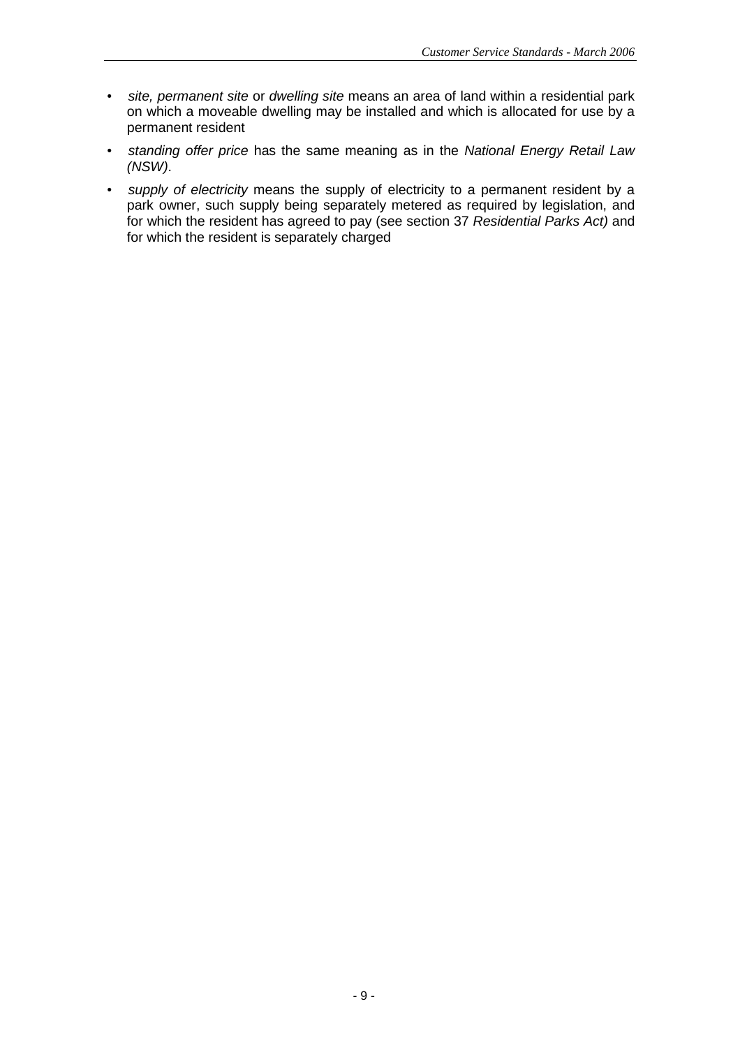- *site, permanent site* or *dwelling site* means an area of land within a residential park on which a moveable dwelling may be installed and which is allocated for use by a permanent resident
- *standing offer price* has the same meaning as in the *National Energy Retail Law (NSW)*.
- *supply of electricity* means the supply of electricity to a permanent resident by a park owner, such supply being separately metered as required by legislation, and for which the resident has agreed to pay (see section 37 *Residential Parks Act)* and for which the resident is separately charged